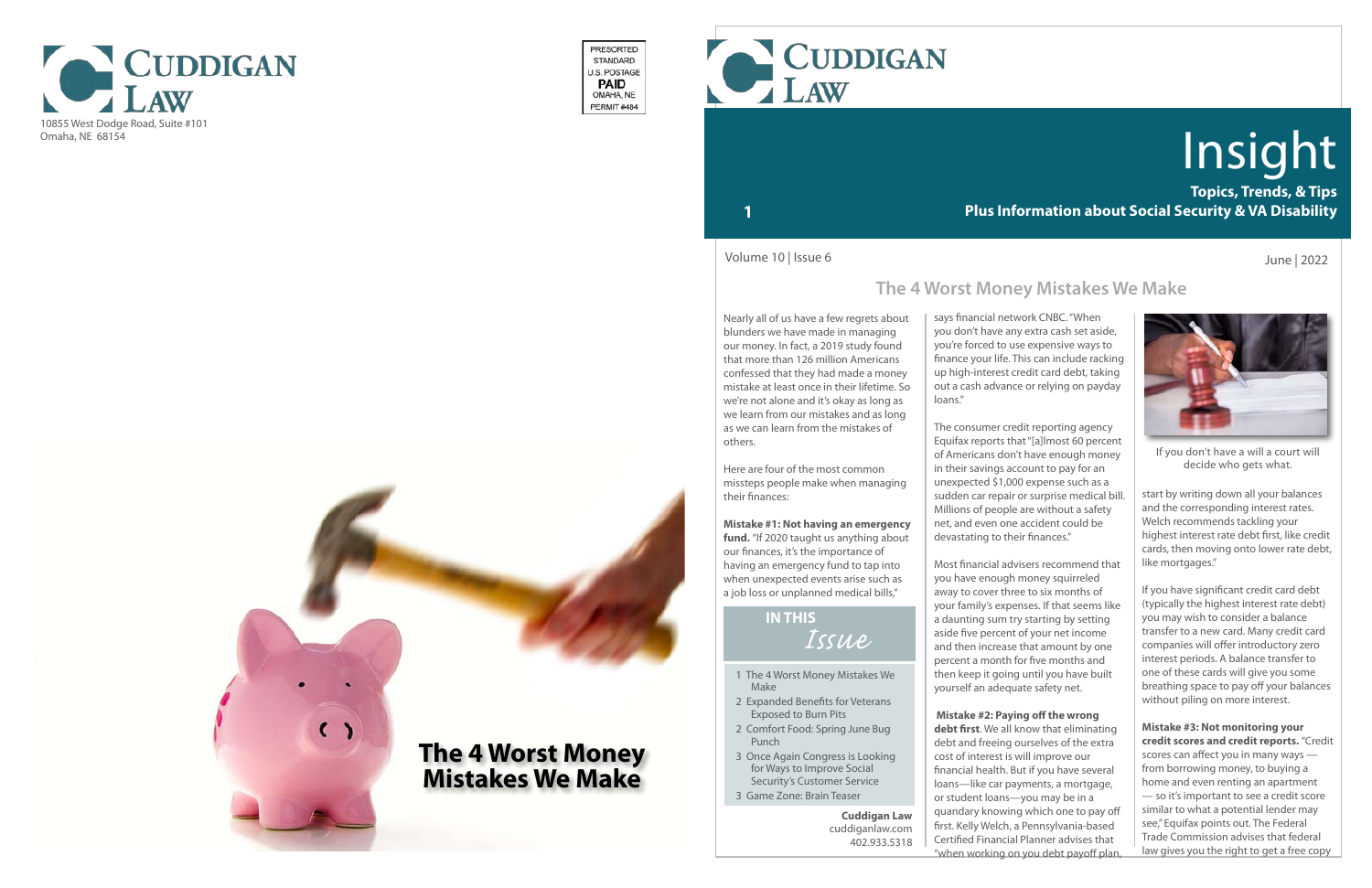# Cuddigan Law

10855 West Dodge Road, Suite #101
Omaha, NE 68154

PRESORTED
STANDARD
U.S. POSTAGE
**PAID**
OMAHA, NE
PERMIT #484

**The 4 Worst Money Mistakes We Make**

# Cuddigan Law

# Insight

**Topics, Trends, & Tips**
**Plus Information about Social Security & VA Disability**

Volume 10 | Issue 6

June | 2022

## The 4 Worst Money Mistakes We Make

Nearly all of us have a few regrets about blunders we have made in managing our money. In fact, a 2019 study found that more than 126 million Americans confessed that they had made a money mistake at least once in their lifetime. So we're not alone and it's okay as long as we learn from our mistakes and as long as we can learn from the mistakes of others.

Here are four of the most common missteps people make when managing their finances:

**Mistake #1: Not having an emergency fund.** "If 2020 taught us anything about our finances, it's the importance of having an emergency fund to tap into when unexpected events arise such as a job loss or unplanned medical bills," says financial network CNBC. "When you don't have any extra cash set aside, you're forced to use expensive ways to finance your life. This can include racking up high-interest credit card debt, taking out a cash advance or relying on payday loans."

The consumer credit reporting agency Equifax reports that "[a]lmost 60 percent of Americans don't have enough money in their savings account to pay for an unexpected $1,000 expense such as a sudden car repair or surprise medical bill. Millions of people are without a safety net, and even one accident could be devastating to their finances."

Most financial advisers recommend that you have enough money squirreled away to cover three to six months of your family's expenses. If that seems like a daunting sum try starting by setting aside five percent of your net income and then increase that amount by one percent a month for five months and then keep it going until you have built yourself an adequate safety net.

**Mistake #2: Paying off the wrong debt first**. We all know that eliminating debt and freeing ourselves of the extra cost of interest is will improve our financial health. But if you have several loans—like car payments, a mortgage, or student loans—you may be in a quandary knowing which one to pay off first. Kelly Welch, a Pennsylvania-based Certified Financial Planner advises that "when working on you debt payoff plan, start by writing down all your balances and the corresponding interest rates. Welch recommends tackling your highest interest rate debt first, like credit cards, then moving onto lower rate debt, like mortgages."

If you don't have a will a court will decide who gets what.

If you have significant credit card debt (typically the highest interest rate debt) you may wish to consider a balance transfer to a new card. Many credit card companies will offer introductory zero interest periods. A balance transfer to one of these cards will give you some breathing space to pay off your balances without piling on more interest.

**Mistake #3: Not monitoring your credit scores and credit reports.** "Credit scores can affect you in many ways — from borrowing money, to buying a home and even renting an apartment — so it's important to see a credit score similar to what a potential lender may see," Equifax points out. The Federal Trade Commission advises that federal law gives you the right to get a free copy

### In This *Issue*

1 The 4 Worst Money Mistakes We Make
2 Expanded Benefits for Veterans Exposed to Burn Pits
2 Comfort Food: Spring June Bug Punch
3 Once Again Congress is Looking for Ways to Improve Social Security's Customer Service
3 Game Zone: Brain Teaser

**Cuddigan Law**
cuddiganlaw.com
402.933.5318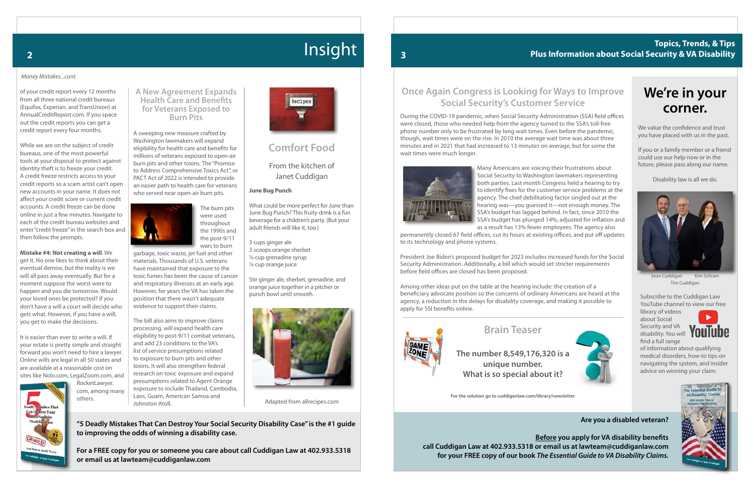# Insight

*Money Mistakes...cont.*

of your credit report every 12 months from all three national credit bureaus (Equifax, Experian, and TransUnion) at AnnualCreditReport.com. If you space out the credit reports you can get a credit report every four months.

While we are on the subject of credit bureaus, one of the most powerful tools at your disposal to protect against identity theft is to freeze your credit. A credit freeze restricts access to your credit reports so a scam artist can't open new accounts in your name. It does not affect your credit score or current credit accounts. A credit freeze can be done online in just a few minutes. Navigate to each of the credit bureau websites and enter "credit freeze" in the search box and then follow the prompts.

**Mistake #4: Not creating a will.** We get it. No one likes to think about their eventual demise, but the reality is we will all pass away eventually. But for a moment suppose the worst were to happen and you die tomorrow. Would your loved ones be protected? If you don't have a will a court will decide who gets what. However, if you have a will, you get to make the decisions.

It is easier than ever to write a will. If your estate is pretty simple and straight forward you won't need to hire a lawyer. Online wills are legal in all 50 states and are available at a reasonable cost on sites like Nolo.com, LegalZoom.com, and RocketLawyer.com, among many others.

## A New Agreement Expands Health Care and Benefits for Veterans Exposed to Burn Pits

A sweeping new measure crafted by Washington lawmakers will expand eligibility for health care and benefits for millions of veterans exposed to open-air burn pits and other toxins. The "Promise to Address Comprehensive Toxics Act", or PACT Act of 2022 is intended to provide an easier path to health care for veterans who served near open-air burn pits.

The burn pits were used throughout the 1990s and the post-9/11 wars to burn garbage, toxic waste, jet fuel and other materials. Thousands of U.S. veterans have maintained that exposure to the toxic fumes has been the cause of cancer and respiratory illnesses at an early age. However, for years the VA has taken the position that there wasn't adequate evidence to support their claims.

The bill also aims to improve claims processing, will expand health care eligibility to post-9/11 combat veterans, and add 23 conditions to the VA's list of service presumptions related to exposure to burn pits and other toxins. It will also strengthen federal research on toxic exposure and expand presumptions related to Agent Orange exposure to include Thailand, Cambodia, Laos, Guam, American Samoa and Johnston Atoll.

## Comfort Food

From the kitchen of Janet Cuddigan

**June Bug Punch**

What could be more perfect for June than June Bug Punch? This fruity drink is a fun beverage for a children's party. (But your adult friends will like it, too.)

3 cups ginger ale
3 scoops orange sherbet
¼ cup grenadine syrup
¼ cup orange juice

Stir ginger ale, sherbet, grenadine, and orange juice together in a pitcher or punch bowl until smooth.

Adapted from allrecipes.com

**"5 Deadly Mistakes That Can Destroy Your Social Security Disability Case" is the #1 guide to improving the odds of winning a disability case.**

**For a FREE copy for you or someone you care about call Cuddigan Law at 402.933.5318 or email us at lawteam@cuddiganlaw.com**

# Topics, Trends, & Tips Plus Information about Social Security & VA Disability

## Once Again Congress is Looking for Ways to Improve Social Security's Customer Service

During the COVID-19 pandemic, when Social Security Administration (SSA) field offices were closed, those who needed help from the agency turned to the SSA's toll-free phone number only to be frustrated by long wait times. Even before the pandemic, though, wait times were on the rise. In 2010 the average wait time was about three minutes and in 2021 that had increased to 13 minutes on average, but for some the wait times were much longer.

Many Americans are voicing their frustrations about Social Security to Washington lawmakers representing both parties. Last month Congress held a hearing to try to identify fixes for the customer service problems at the agency. The chief debilitating factor singled out at the hearing was—you guessed it—not enough money. The SSA's budget has lagged behind. In fact, since 2010 the SSA's budget has plunged 14%, adjusted for inflation and as a result has 13% fewer employees. The agency also permanently closed 67 field offices, cut its hours at existing offices, and put off updates to its technology and phone systems.

President Joe Biden's proposed budget for 2023 includes increased funds for the Social Security Administration. Additionally, a bill which would set stricter requirements before field offices are closed has been proposed.

Among other ideas put on the table at the hearing include: the creation of a beneficiary advocate position so the concerns of ordinary Americans are heard at the agency, a reduction in the delays for disability coverage, and making it possible to apply for SSI benefits online.

## Brain Teaser

**The number 8,549,176,320 is a unique number. What is so special about it?**

For the solution go to cuddiganlaw.com/library/newsletter

## We're in your corner.

We value the confidence and trust you have placed with us in the past.

If you or a family member or a friend could use our help now or in the future, please pass along our name.

Disability law is all we do.

Sean Cuddigan Kim Schram Tim Cuddigan

Subscribe to the Cuddigan Law YouTube channel to view our free library of videos about Social Security and VA disability. You will find a full range of information about qualifying medical disorders, how-to tips on navigating the system, and insider advice on winning your claim.

**Are you a disabled veteran?**

**Before you apply for VA disability benefits call Cuddigan Law at 402.933.5318 or email us at lawteam@cuddiganlaw.com for your FREE copy of our book *The Essential Guide to VA Disability Claims.***